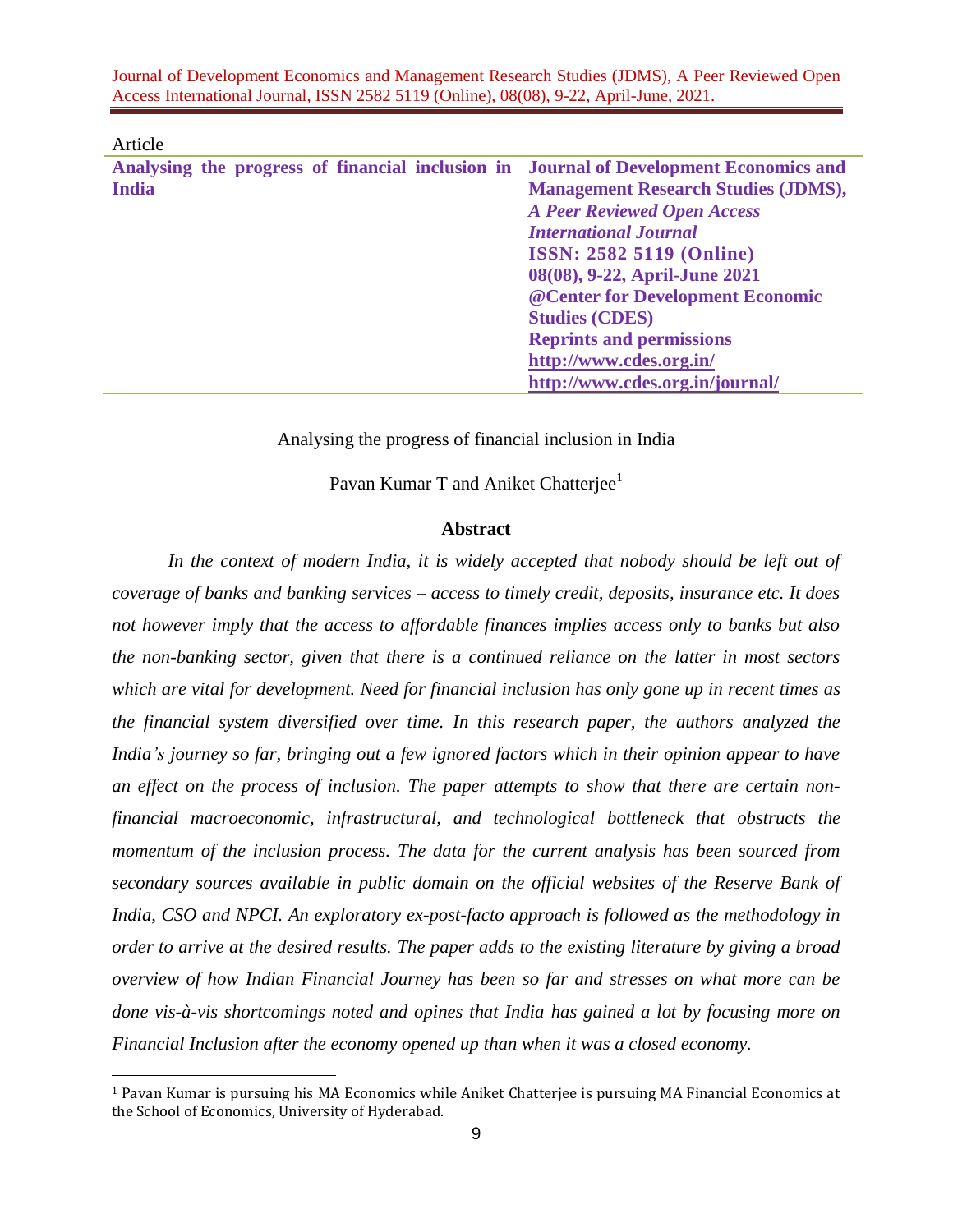Article

**Analysing the progress of financial inclusion in India**

**Journal of Development Economics and Management Research Studies (JDMS),**
***A Peer Reviewed Open Access International Journal***
**ISSN: 2582 5119 (Online)**
**08(08), 9-22, April-June 2021**
**@Center for Development Economic Studies (CDES)**
**Reprints and permissions**
**http://www.cdes.org.in/**
**http://www.cdes.org.in/journal/**

# Analysing the progress of financial inclusion in India

Pavan Kumar T and Aniket Chatterjee[1]

## Abstract

*In the context of modern India, it is widely accepted that nobody should be left out of coverage of banks and banking services – access to timely credit, deposits, insurance etc. It does not however imply that the access to affordable finances implies access only to banks but also the non-banking sector, given that there is a continued reliance on the latter in most sectors which are vital for development. Need for financial inclusion has only gone up in recent times as the financial system diversified over time. In this research paper, the authors analyzed the India's journey so far, bringing out a few ignored factors which in their opinion appear to have an effect on the process of inclusion. The paper attempts to show that there are certain non-financial macroeconomic, infrastructural, and technological bottleneck that obstructs the momentum of the inclusion process. The data for the current analysis has been sourced from secondary sources available in public domain on the official websites of the Reserve Bank of India, CSO and NPCI. An exploratory ex-post-facto approach is followed as the methodology in order to arrive at the desired results. The paper adds to the existing literature by giving a broad overview of how Indian Financial Journey has been so far and stresses on what more can be done vis-à-vis shortcomings noted and opines that India has gained a lot by focusing more on Financial Inclusion after the economy opened up than when it was a closed economy.*

---

[1] Pavan Kumar is pursuing his MA Economics while Aniket Chatterjee is pursuing MA Financial Economics at the School of Economics, University of Hyderabad.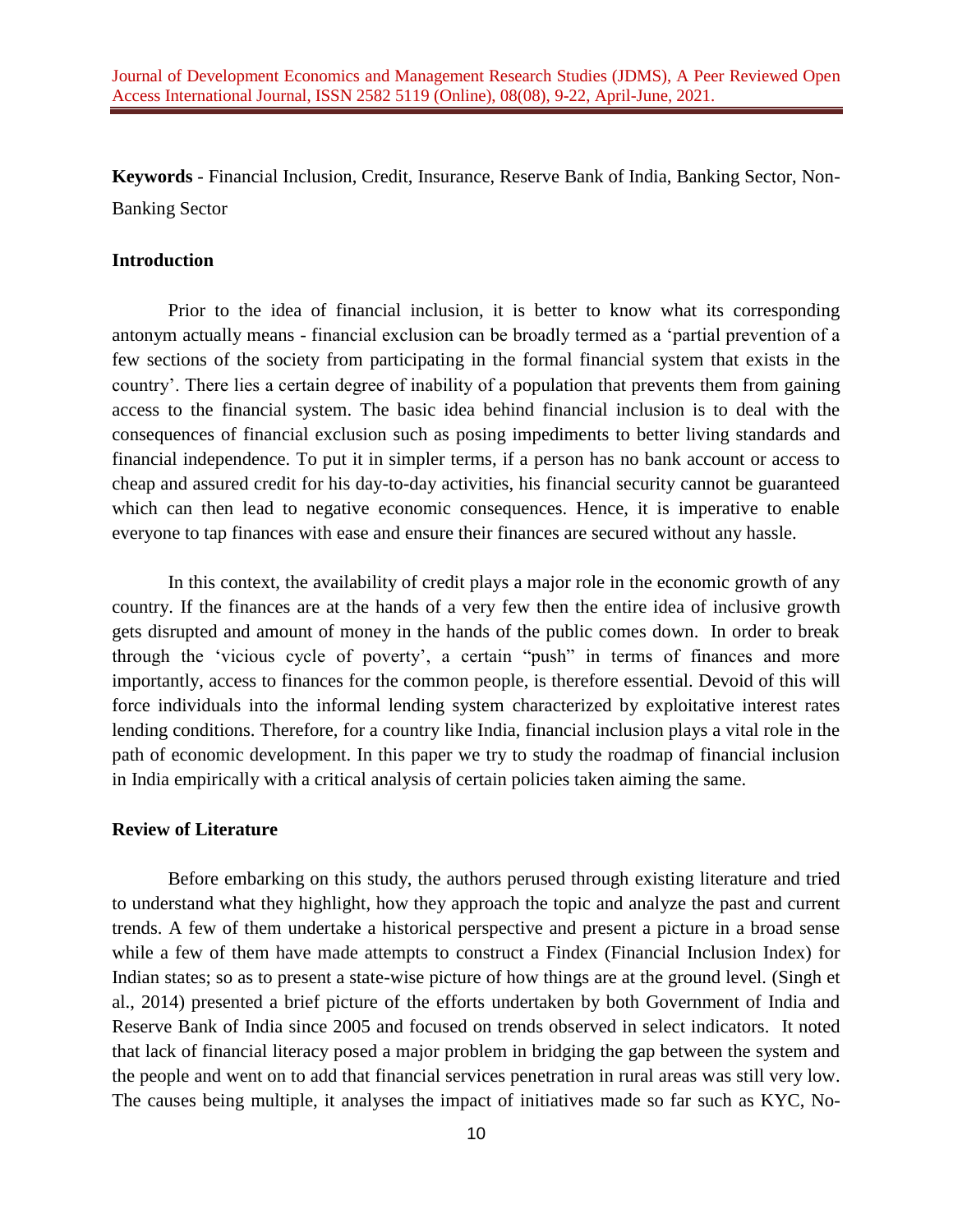**Keywords** - Financial Inclusion, Credit, Insurance, Reserve Bank of India, Banking Sector, Non-Banking Sector

## Introduction

Prior to the idea of financial inclusion, it is better to know what its corresponding antonym actually means - financial exclusion can be broadly termed as a 'partial prevention of a few sections of the society from participating in the formal financial system that exists in the country'. There lies a certain degree of inability of a population that prevents them from gaining access to the financial system. The basic idea behind financial inclusion is to deal with the consequences of financial exclusion such as posing impediments to better living standards and financial independence. To put it in simpler terms, if a person has no bank account or access to cheap and assured credit for his day-to-day activities, his financial security cannot be guaranteed which can then lead to negative economic consequences. Hence, it is imperative to enable everyone to tap finances with ease and ensure their finances are secured without any hassle.

In this context, the availability of credit plays a major role in the economic growth of any country. If the finances are at the hands of a very few then the entire idea of inclusive growth gets disrupted and amount of money in the hands of the public comes down. In order to break through the 'vicious cycle of poverty', a certain "push" in terms of finances and more importantly, access to finances for the common people, is therefore essential. Devoid of this will force individuals into the informal lending system characterized by exploitative interest rates lending conditions. Therefore, for a country like India, financial inclusion plays a vital role in the path of economic development. In this paper we try to study the roadmap of financial inclusion in India empirically with a critical analysis of certain policies taken aiming the same.

## Review of Literature

Before embarking on this study, the authors perused through existing literature and tried to understand what they highlight, how they approach the topic and analyze the past and current trends. A few of them undertake a historical perspective and present a picture in a broad sense while a few of them have made attempts to construct a Findex (Financial Inclusion Index) for Indian states; so as to present a state-wise picture of how things are at the ground level. (Singh et al., 2014) presented a brief picture of the efforts undertaken by both Government of India and Reserve Bank of India since 2005 and focused on trends observed in select indicators. It noted that lack of financial literacy posed a major problem in bridging the gap between the system and the people and went on to add that financial services penetration in rural areas was still very low. The causes being multiple, it analyses the impact of initiatives made so far such as KYC, No-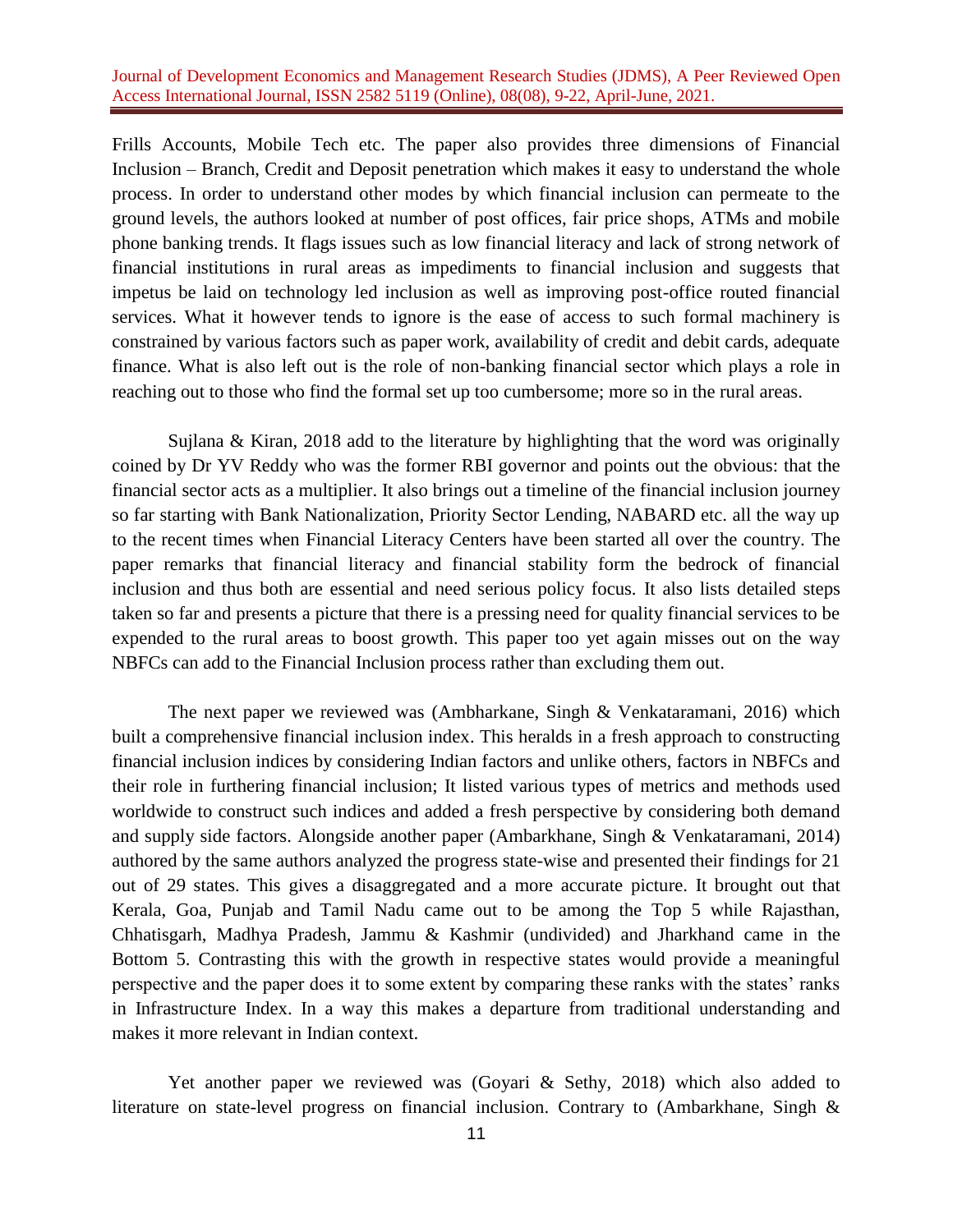Frills Accounts, Mobile Tech etc. The paper also provides three dimensions of Financial Inclusion – Branch, Credit and Deposit penetration which makes it easy to understand the whole process. In order to understand other modes by which financial inclusion can permeate to the ground levels, the authors looked at number of post offices, fair price shops, ATMs and mobile phone banking trends. It flags issues such as low financial literacy and lack of strong network of financial institutions in rural areas as impediments to financial inclusion and suggests that impetus be laid on technology led inclusion as well as improving post-office routed financial services. What it however tends to ignore is the ease of access to such formal machinery is constrained by various factors such as paper work, availability of credit and debit cards, adequate finance. What is also left out is the role of non-banking financial sector which plays a role in reaching out to those who find the formal set up too cumbersome; more so in the rural areas.

Sujlana & Kiran, 2018 add to the literature by highlighting that the word was originally coined by Dr YV Reddy who was the former RBI governor and points out the obvious: that the financial sector acts as a multiplier. It also brings out a timeline of the financial inclusion journey so far starting with Bank Nationalization, Priority Sector Lending, NABARD etc. all the way up to the recent times when Financial Literacy Centers have been started all over the country. The paper remarks that financial literacy and financial stability form the bedrock of financial inclusion and thus both are essential and need serious policy focus. It also lists detailed steps taken so far and presents a picture that there is a pressing need for quality financial services to be expended to the rural areas to boost growth. This paper too yet again misses out on the way NBFCs can add to the Financial Inclusion process rather than excluding them out.

The next paper we reviewed was (Ambharkane, Singh & Venkataramani, 2016) which built a comprehensive financial inclusion index. This heralds in a fresh approach to constructing financial inclusion indices by considering Indian factors and unlike others, factors in NBFCs and their role in furthering financial inclusion; It listed various types of metrics and methods used worldwide to construct such indices and added a fresh perspective by considering both demand and supply side factors. Alongside another paper (Ambarkhane, Singh & Venkataramani, 2014) authored by the same authors analyzed the progress state-wise and presented their findings for 21 out of 29 states. This gives a disaggregated and a more accurate picture. It brought out that Kerala, Goa, Punjab and Tamil Nadu came out to be among the Top 5 while Rajasthan, Chhatisgarh, Madhya Pradesh, Jammu & Kashmir (undivided) and Jharkhand came in the Bottom 5. Contrasting this with the growth in respective states would provide a meaningful perspective and the paper does it to some extent by comparing these ranks with the states' ranks in Infrastructure Index. In a way this makes a departure from traditional understanding and makes it more relevant in Indian context.

Yet another paper we reviewed was (Goyari & Sethy, 2018) which also added to literature on state-level progress on financial inclusion. Contrary to (Ambarkhane, Singh &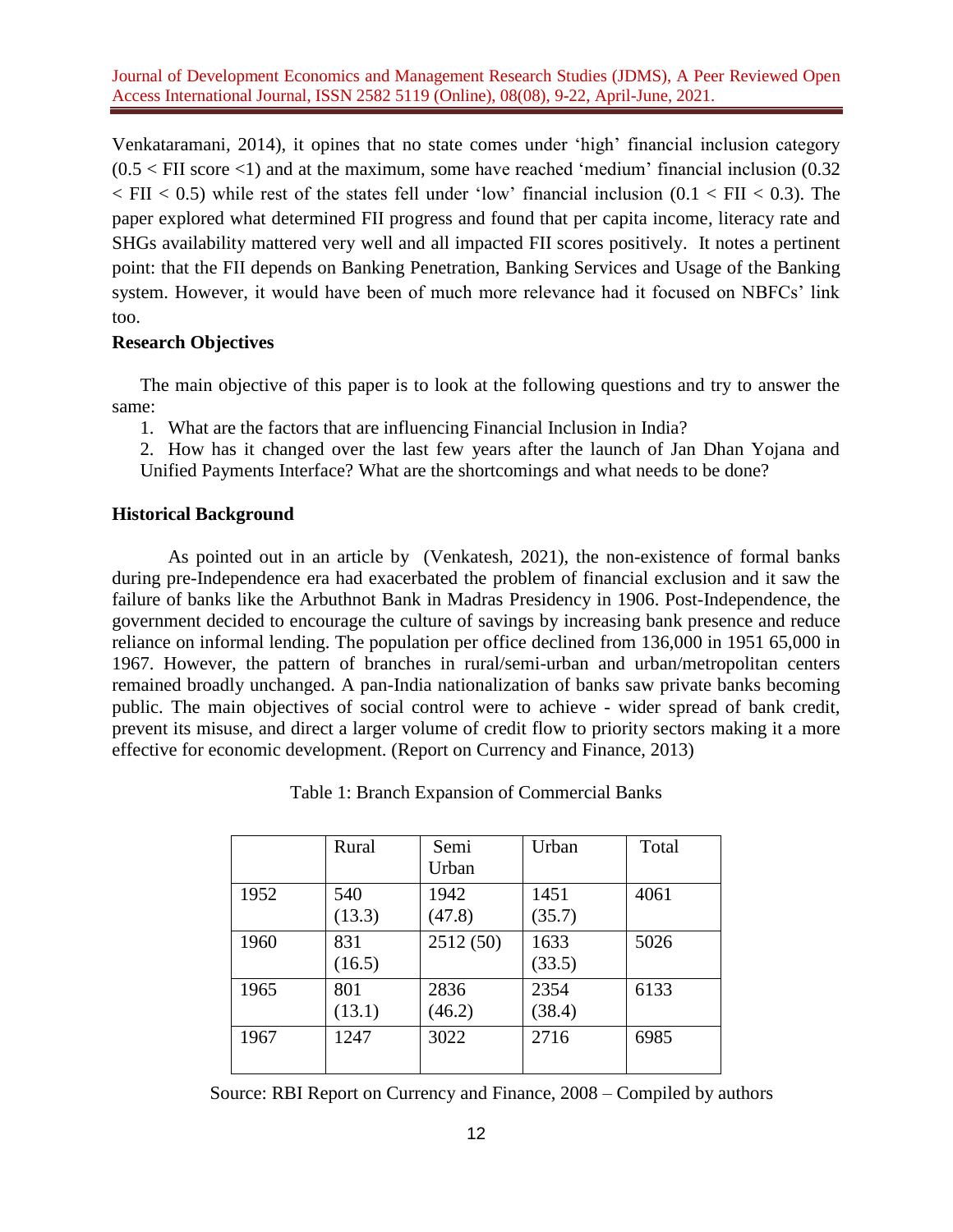Venkataramani, 2014), it opines that no state comes under 'high' financial inclusion category ($0.5 <$ FII score $<1$) and at the maximum, some have reached 'medium' financial inclusion ($0.32 <$ FII $< 0.5$) while rest of the states fell under 'low' financial inclusion ($0.1 <$ FII $< 0.3$). The paper explored what determined FII progress and found that per capita income, literacy rate and SHGs availability mattered very well and all impacted FII scores positively. It notes a pertinent point: that the FII depends on Banking Penetration, Banking Services and Usage of the Banking system. However, it would have been of much more relevance had it focused on NBFCs' link too.

**Research Objectives**

The main objective of this paper is to look at the following questions and try to answer the same:

1. What are the factors that are influencing Financial Inclusion in India?
2. How has it changed over the last few years after the launch of Jan Dhan Yojana and Unified Payments Interface? What are the shortcomings and what needs to be done?

**Historical Background**

As pointed out in an article by (Venkatesh, 2021), the non-existence of formal banks during pre-Independence era had exacerbated the problem of financial exclusion and it saw the failure of banks like the Arbuthnot Bank in Madras Presidency in 1906. Post-Independence, the government decided to encourage the culture of savings by increasing bank presence and reduce reliance on informal lending. The population per office declined from 136,000 in 1951 65,000 in 1967. However, the pattern of branches in rural/semi-urban and urban/metropolitan centers remained broadly unchanged. A pan-India nationalization of banks saw private banks becoming public. The main objectives of social control were to achieve - wider spread of bank credit, prevent its misuse, and direct a larger volume of credit flow to priority sectors making it a more effective for economic development. (Report on Currency and Finance, 2013)

Table 1: Branch Expansion of Commercial Banks

| | Rural | Semi Urban | Urban | Total |
|---|---|---|---|---|
| 1952 | 540 (13.3) | 1942 (47.8) | 1451 (35.7) | 4061 |
| 1960 | 831 (16.5) | 2512 (50) | 1633 (33.5) | 5026 |
| 1965 | 801 (13.1) | 2836 (46.2) | 2354 (38.4) | 6133 |
| 1967 | 1247 | 3022 | 2716 | 6985 |

Source: RBI Report on Currency and Finance, 2008 – Compiled by authors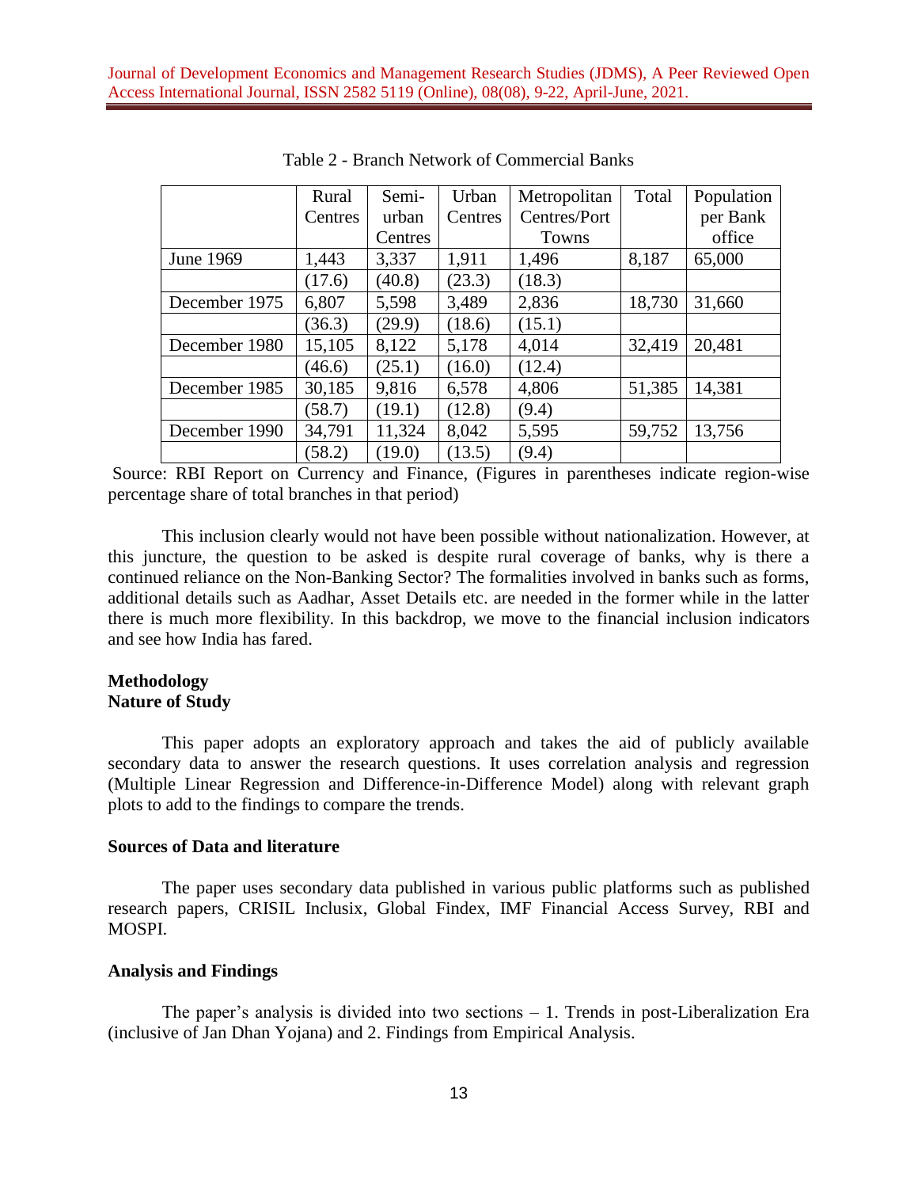Table 2 - Branch Network of Commercial Banks

| | Rural Centres | Semi-urban Centres | Urban Centres | Metropolitan Centres/Port Towns | Total | Population per Bank office |
|---|---|---|---|---|---|---|
| June 1969 | 1,443 | 3,337 | 1,911 | 1,496 | 8,187 | 65,000 |
| | (17.6) | (40.8) | (23.3) | (18.3) | | |
| December 1975 | 6,807 | 5,598 | 3,489 | 2,836 | 18,730 | 31,660 |
| | (36.3) | (29.9) | (18.6) | (15.1) | | |
| December 1980 | 15,105 | 8,122 | 5,178 | 4,014 | 32,419 | 20,481 |
| | (46.6) | (25.1) | (16.0) | (12.4) | | |
| December 1985 | 30,185 | 9,816 | 6,578 | 4,806 | 51,385 | 14,381 |
| | (58.7) | (19.1) | (12.8) | (9.4) | | |
| December 1990 | 34,791 | 11,324 | 8,042 | 5,595 | 59,752 | 13,756 |
| | (58.2) | (19.0) | (13.5) | (9.4) | | |

Source: RBI Report on Currency and Finance, (Figures in parentheses indicate region-wise percentage share of total branches in that period)

This inclusion clearly would not have been possible without nationalization. However, at this juncture, the question to be asked is despite rural coverage of banks, why is there a continued reliance on the Non-Banking Sector? The formalities involved in banks such as forms, additional details such as Aadhar, Asset Details etc. are needed in the former while in the latter there is much more flexibility. In this backdrop, we move to the financial inclusion indicators and see how India has fared.

## Methodology

### Nature of Study

This paper adopts an exploratory approach and takes the aid of publicly available secondary data to answer the research questions. It uses correlation analysis and regression (Multiple Linear Regression and Difference-in-Difference Model) along with relevant graph plots to add to the findings to compare the trends.

### Sources of Data and literature

The paper uses secondary data published in various public platforms such as published research papers, CRISIL Inclusix, Global Findex, IMF Financial Access Survey, RBI and MOSPI.

## Analysis and Findings

The paper's analysis is divided into two sections – 1. Trends in post-Liberalization Era (inclusive of Jan Dhan Yojana) and 2. Findings from Empirical Analysis.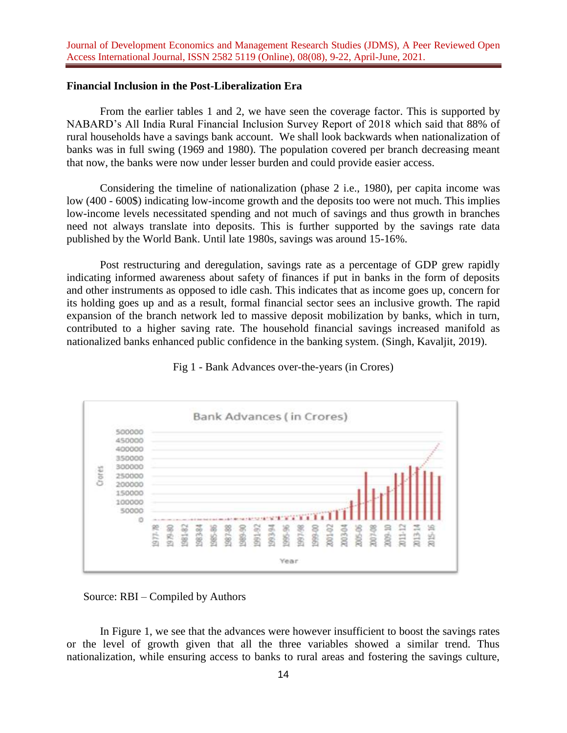## Financial Inclusion in the Post-Liberalization Era

From the earlier tables 1 and 2, we have seen the coverage factor. This is supported by NABARD's All India Rural Financial Inclusion Survey Report of 2018 which said that 88% of rural households have a savings bank account. We shall look backwards when nationalization of banks was in full swing (1969 and 1980). The population covered per branch decreasing meant that now, the banks were now under lesser burden and could provide easier access.

Considering the timeline of nationalization (phase 2 i.e., 1980), per capita income was low (400 - 600$) indicating low-income growth and the deposits too were not much. This implies low-income levels necessitated spending and not much of savings and thus growth in branches need not always translate into deposits. This is further supported by the savings rate data published by the World Bank. Until late 1980s, savings was around 15-16%.

Post restructuring and deregulation, savings rate as a percentage of GDP grew rapidly indicating informed awareness about safety of finances if put in banks in the form of deposits and other instruments as opposed to idle cash. This indicates that as income goes up, concern for its holding goes up and as a result, formal financial sector sees an inclusive growth. The rapid expansion of the branch network led to massive deposit mobilization by banks, which in turn, contributed to a higher saving rate. The household financial savings increased manifold as nationalized banks enhanced public confidence in the banking system. (Singh, Kavaljit, 2019).

Fig 1 - Bank Advances over-the-years (in Crores)

Source: RBI – Compiled by Authors

In Figure 1, we see that the advances were however insufficient to boost the savings rates or the level of growth given that all the three variables showed a similar trend. Thus nationalization, while ensuring access to banks to rural areas and fostering the savings culture,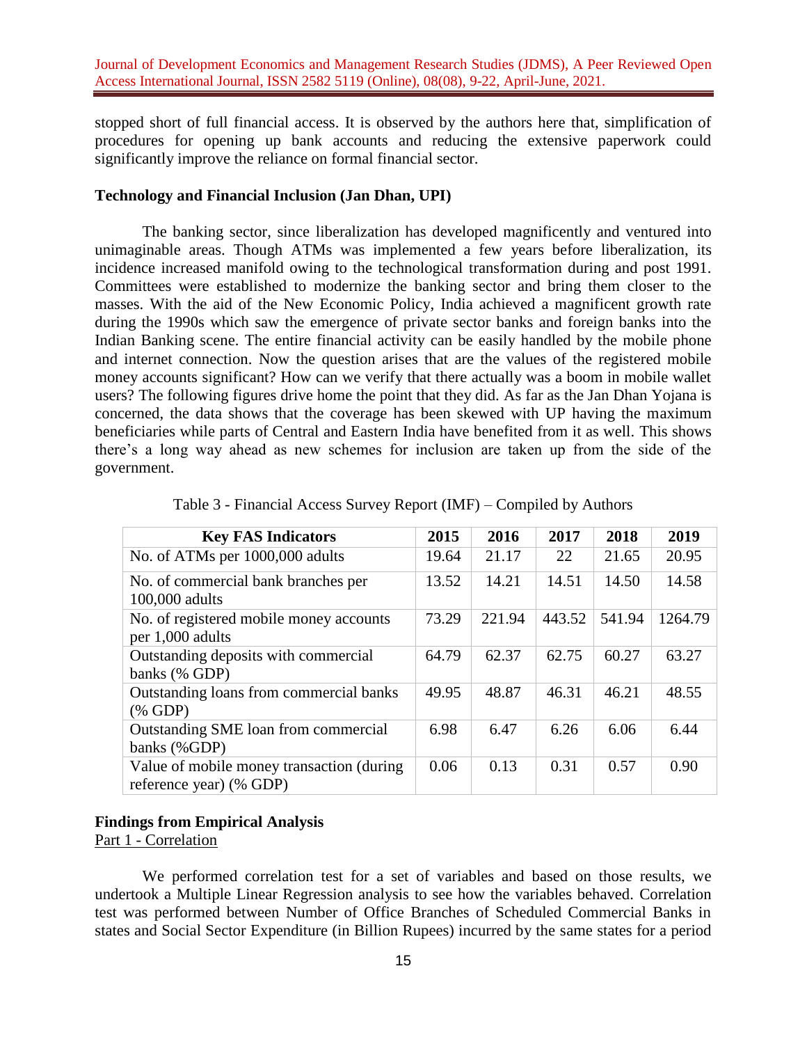stopped short of full financial access. It is observed by the authors here that, simplification of procedures for opening up bank accounts and reducing the extensive paperwork could significantly improve the reliance on formal financial sector.

### Technology and Financial Inclusion (Jan Dhan, UPI)

The banking sector, since liberalization has developed magnificently and ventured into unimaginable areas. Though ATMs was implemented a few years before liberalization, its incidence increased manifold owing to the technological transformation during and post 1991. Committees were established to modernize the banking sector and bring them closer to the masses. With the aid of the New Economic Policy, India achieved a magnificent growth rate during the 1990s which saw the emergence of private sector banks and foreign banks into the Indian Banking scene. The entire financial activity can be easily handled by the mobile phone and internet connection. Now the question arises that are the values of the registered mobile money accounts significant? How can we verify that there actually was a boom in mobile wallet users? The following figures drive home the point that they did. As far as the Jan Dhan Yojana is concerned, the data shows that the coverage has been skewed with UP having the maximum beneficiaries while parts of Central and Eastern India have benefited from it as well. This shows there's a long way ahead as new schemes for inclusion are taken up from the side of the government.

Table 3 - Financial Access Survey Report (IMF) – Compiled by Authors

| Key FAS Indicators | 2015 | 2016 | 2017 | 2018 | 2019 |
|---|---|---|---|---|---|
| No. of ATMs per 1000,000 adults | 19.64 | 21.17 | 22 | 21.65 | 20.95 |
| No. of commercial bank branches per 100,000 adults | 13.52 | 14.21 | 14.51 | 14.50 | 14.58 |
| No. of registered mobile money accounts per 1,000 adults | 73.29 | 221.94 | 443.52 | 541.94 | 1264.79 |
| Outstanding deposits with commercial banks (% GDP) | 64.79 | 62.37 | 62.75 | 60.27 | 63.27 |
| Outstanding loans from commercial banks (% GDP) | 49.95 | 48.87 | 46.31 | 46.21 | 48.55 |
| Outstanding SME loan from commercial banks (%GDP) | 6.98 | 6.47 | 6.26 | 6.06 | 6.44 |
| Value of mobile money transaction (during reference year) (% GDP) | 0.06 | 0.13 | 0.31 | 0.57 | 0.90 |

### Findings from Empirical Analysis

<u>Part 1 - Correlation</u>

We performed correlation test for a set of variables and based on those results, we undertook a Multiple Linear Regression analysis to see how the variables behaved. Correlation test was performed between Number of Office Branches of Scheduled Commercial Banks in states and Social Sector Expenditure (in Billion Rupees) incurred by the same states for a period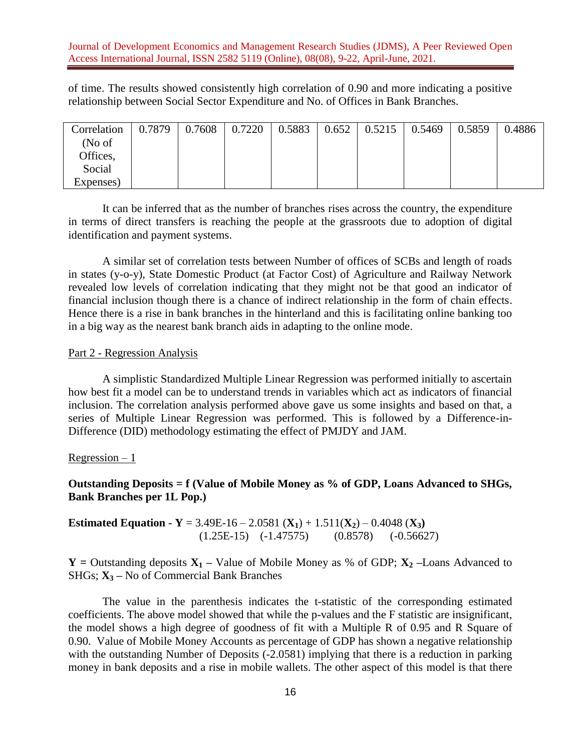of time. The results showed consistently high correlation of 0.90 and more indicating a positive relationship between Social Sector Expenditure and No. of Offices in Bank Branches.

| Correlation (No of Offices, Social Expenses) | 0.7879 | 0.7608 | 0.7220 | 0.5883 | 0.652 | 0.5215 | 0.5469 | 0.5859 | 0.4886 |
|---|---|---|---|---|---|---|---|---|---|

It can be inferred that as the number of branches rises across the country, the expenditure in terms of direct transfers is reaching the people at the grassroots due to adoption of digital identification and payment systems.

A similar set of correlation tests between Number of offices of SCBs and length of roads in states (y-o-y), State Domestic Product (at Factor Cost) of Agriculture and Railway Network revealed low levels of correlation indicating that they might not be that good an indicator of financial inclusion though there is a chance of indirect relationship in the form of chain effects. Hence there is a rise in bank branches in the hinterland and this is facilitating online banking too in a big way as the nearest bank branch aids in adapting to the online mode.

Part 2 - Regression Analysis

A simplistic Standardized Multiple Linear Regression was performed initially to ascertain how best fit a model can be to understand trends in variables which act as indicators of financial inclusion. The correlation analysis performed above gave us some insights and based on that, a series of Multiple Linear Regression was performed. This is followed by a Difference-in-Difference (DID) methodology estimating the effect of PMJDY and JAM.

Regression – 1

**Outstanding Deposits = f (Value of Mobile Money as % of GDP, Loans Advanced to SHGs, Bank Branches per 1L Pop.)**

**Estimated Equation -** $\mathbf{Y} = 3.49E\text{-}16 - 2.0581\,(\mathbf{X_1}) + 1.511(\mathbf{X_2}) - 0.4048\,(\mathbf{X_3})$

$$(1.25E\text{-}15) \quad (-1.47575) \quad (0.8578) \quad (-0.56627)$$

$\mathbf{Y}$ **=** Outstanding deposits $\mathbf{X_1}$ **–** Value of Mobile Money as % of GDP; $\mathbf{X_2}$ **–**Loans Advanced to SHGs; $\mathbf{X_3}$ **–** No of Commercial Bank Branches

The value in the parenthesis indicates the t-statistic of the corresponding estimated coefficients. The above model showed that while the p-values and the F statistic are insignificant, the model shows a high degree of goodness of fit with a Multiple R of 0.95 and R Square of 0.90. Value of Mobile Money Accounts as percentage of GDP has shown a negative relationship with the outstanding Number of Deposits (-2.0581) implying that there is a reduction in parking money in bank deposits and a rise in mobile wallets. The other aspect of this model is that there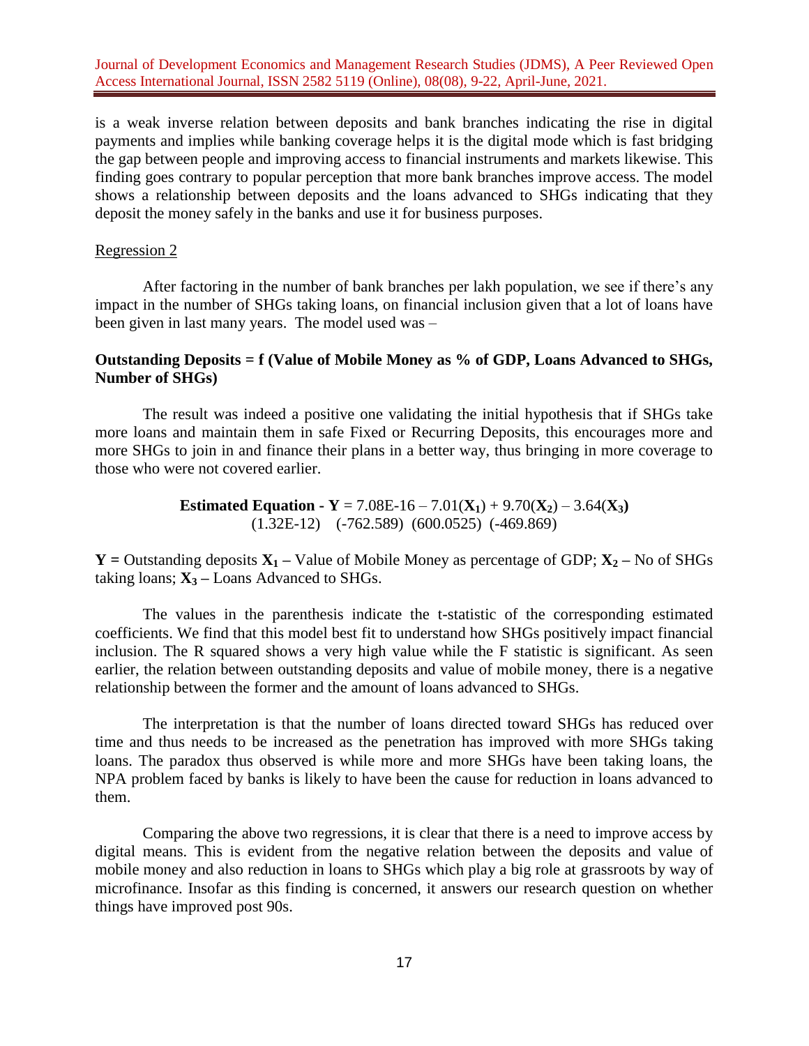is a weak inverse relation between deposits and bank branches indicating the rise in digital payments and implies while banking coverage helps it is the digital mode which is fast bridging the gap between people and improving access to financial instruments and markets likewise. This finding goes contrary to popular perception that more bank branches improve access. The model shows a relationship between deposits and the loans advanced to SHGs indicating that they deposit the money safely in the banks and use it for business purposes.

Regression 2

After factoring in the number of bank branches per lakh population, we see if there's any impact in the number of SHGs taking loans, on financial inclusion given that a lot of loans have been given in last many years. The model used was –

**Outstanding Deposits = f (Value of Mobile Money as % of GDP, Loans Advanced to SHGs, Number of SHGs)**

The result was indeed a positive one validating the initial hypothesis that if SHGs take more loans and maintain them in safe Fixed or Recurring Deposits, this encourages more and more SHGs to join in and finance their plans in a better way, thus bringing in more coverage to those who were not covered earlier.

**Estimated Equation -** $\mathbf{Y} = 7.08\text{E-}16 - 7.01(\mathbf{X_1}) + 9.70(\mathbf{X_2}) - 3.64(\mathbf{X_3})$

$$(1.32\text{E-}12) \quad (-762.589) \quad (600.0525) \quad (-469.869)$$

**Y =** Outstanding deposits $\mathbf{X_1}$ **–** Value of Mobile Money as percentage of GDP; $\mathbf{X_2}$ **–** No of SHGs taking loans; $\mathbf{X_3}$ **–** Loans Advanced to SHGs.

The values in the parenthesis indicate the t-statistic of the corresponding estimated coefficients. We find that this model best fit to understand how SHGs positively impact financial inclusion. The R squared shows a very high value while the F statistic is significant. As seen earlier, the relation between outstanding deposits and value of mobile money, there is a negative relationship between the former and the amount of loans advanced to SHGs.

The interpretation is that the number of loans directed toward SHGs has reduced over time and thus needs to be increased as the penetration has improved with more SHGs taking loans. The paradox thus observed is while more and more SHGs have been taking loans, the NPA problem faced by banks is likely to have been the cause for reduction in loans advanced to them.

Comparing the above two regressions, it is clear that there is a need to improve access by digital means. This is evident from the negative relation between the deposits and value of mobile money and also reduction in loans to SHGs which play a big role at grassroots by way of microfinance. Insofar as this finding is concerned, it answers our research question on whether things have improved post 90s.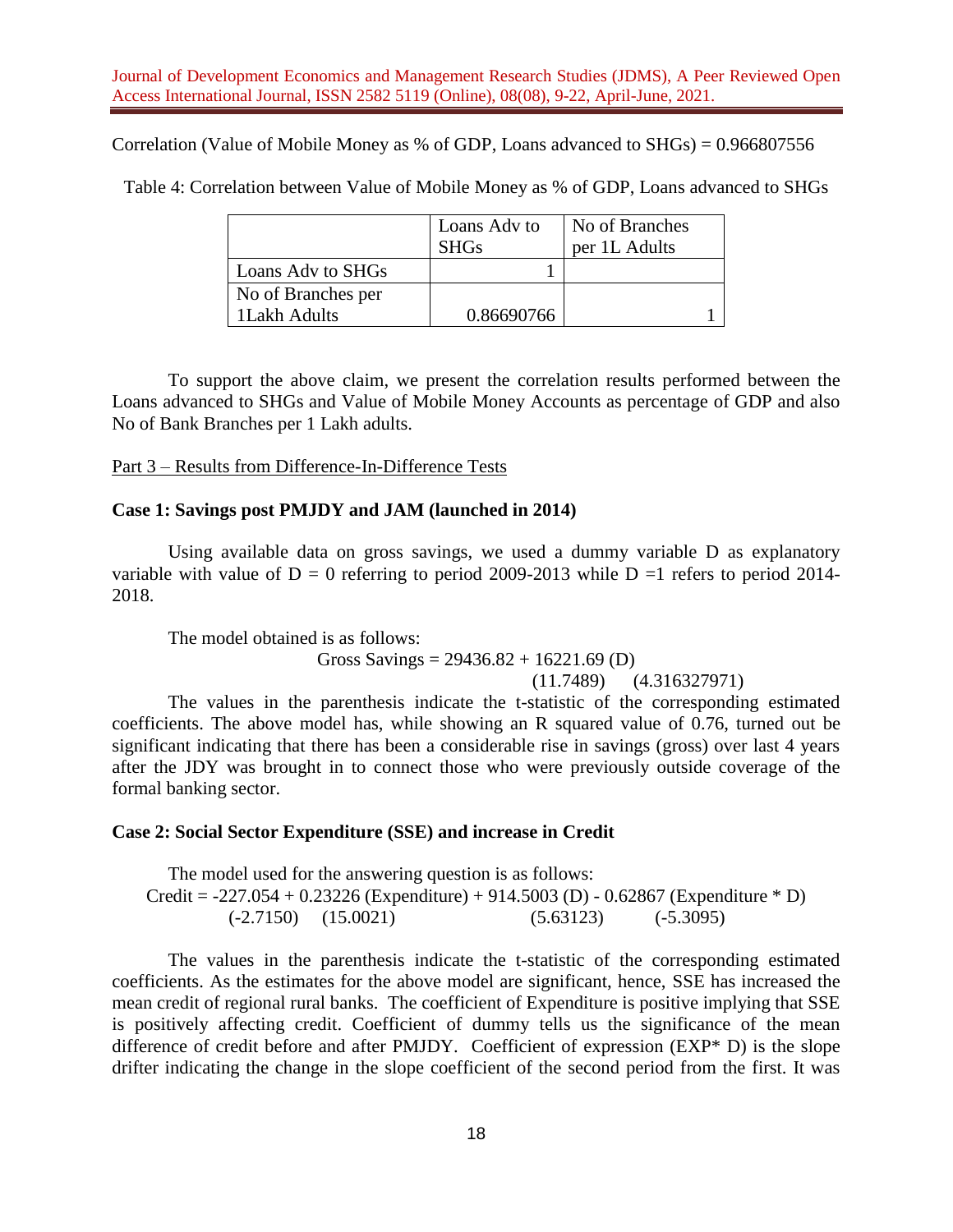Correlation (Value of Mobile Money as % of GDP, Loans advanced to SHGs) = 0.966807556

Table 4: Correlation between Value of Mobile Money as % of GDP, Loans advanced to SHGs

| | Loans Adv to SHGs | No of Branches per 1L Adults |
|---|---|---|
| Loans Adv to SHGs | 1 | |
| No of Branches per 1Lakh Adults | 0.86690766 | 1 |

To support the above claim, we present the correlation results performed between the Loans advanced to SHGs and Value of Mobile Money Accounts as percentage of GDP and also No of Bank Branches per 1 Lakh adults.

Part 3 – Results from Difference-In-Difference Tests

**Case 1: Savings post PMJDY and JAM (launched in 2014)**

Using available data on gross savings, we used a dummy variable D as explanatory variable with value of D = 0 referring to period 2009-2013 while D =1 refers to period 2014-2018.

The model obtained is as follows:

$$\text{Gross Savings} = \underset{(11.7489)}{29436.82} + \underset{(4.316327971)}{16221.69} (D)$$

The values in the parenthesis indicate the t-statistic of the corresponding estimated coefficients. The above model has, while showing an R squared value of 0.76, turned out be significant indicating that there has been a considerable rise in savings (gross) over last 4 years after the JDY was brought in to connect those who were previously outside coverage of the formal banking sector.

**Case 2: Social Sector Expenditure (SSE) and increase in Credit**

The model used for the answering question is as follows:

$$\text{Credit} = \underset{(-2.7150)}{-227.054} + \underset{(15.0021)}{0.23226} (\text{Expenditure}) + \underset{(5.63123)}{914.5003} (D) - \underset{(-5.3095)}{0.62867} (\text{Expenditure} * D)$$

The values in the parenthesis indicate the t-statistic of the corresponding estimated coefficients. As the estimates for the above model are significant, hence, SSE has increased the mean credit of regional rural banks. The coefficient of Expenditure is positive implying that SSE is positively affecting credit. Coefficient of dummy tells us the significance of the mean difference of credit before and after PMJDY. Coefficient of expression (EXP* D) is the slope drifter indicating the change in the slope coefficient of the second period from the first. It was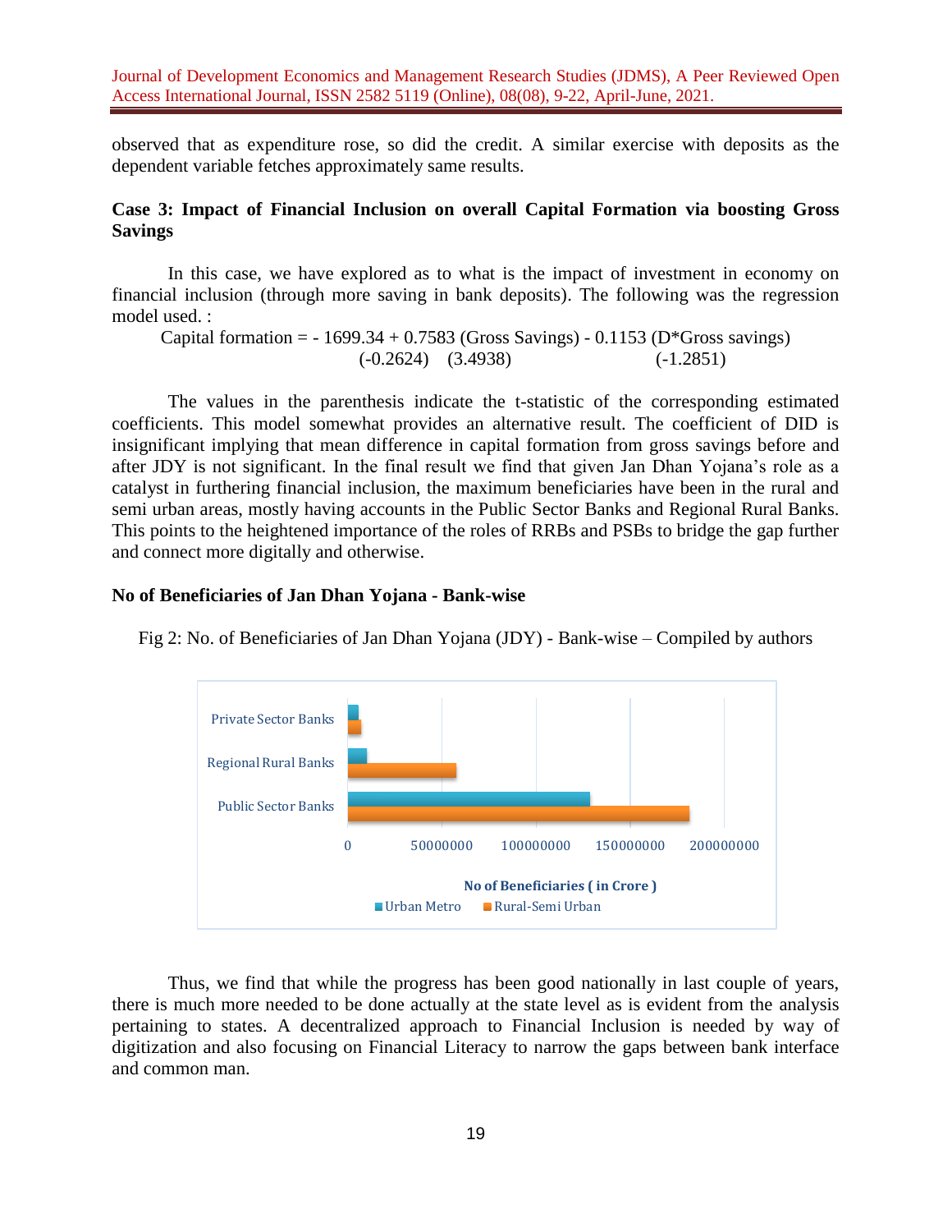observed that as expenditure rose, so did the credit. A similar exercise with deposits as the dependent variable fetches approximately same results.

**Case 3: Impact of Financial Inclusion on overall Capital Formation via boosting Gross Savings**

In this case, we have explored as to what is the impact of investment in economy on financial inclusion (through more saving in bank deposits). The following was the regression model used. :

$$\text{Capital formation} = \underset{(-0.2624)}{-1699.34} + \underset{(3.4938)}{0.7583}\,(\text{Gross Savings}) - \underset{(-1.2851)}{0.1153}\,(D^{*}\text{Gross savings})$$

The values in the parenthesis indicate the t-statistic of the corresponding estimated coefficients. This model somewhat provides an alternative result. The coefficient of DID is insignificant implying that mean difference in capital formation from gross savings before and after JDY is not significant. In the final result we find that given Jan Dhan Yojana's role as a catalyst in furthering financial inclusion, the maximum beneficiaries have been in the rural and semi urban areas, mostly having accounts in the Public Sector Banks and Regional Rural Banks. This points to the heightened importance of the roles of RRBs and PSBs to bridge the gap further and connect more digitally and otherwise.

**No of Beneficiaries of Jan Dhan Yojana - Bank-wise**

Fig 2: No. of Beneficiaries of Jan Dhan Yojana (JDY) - Bank-wise – Compiled by authors

Private Sector Banks

Regional Rural Banks

Public Sector Banks

0 50000000 100000000 150000000 200000000

No of Beneficiaries ( in Crore )

Urban Metro Rural-Semi Urban

Thus, we find that while the progress has been good nationally in last couple of years, there is much more needed to be done actually at the state level as is evident from the analysis pertaining to states. A decentralized approach to Financial Inclusion is needed by way of digitization and also focusing on Financial Literacy to narrow the gaps between bank interface and common man.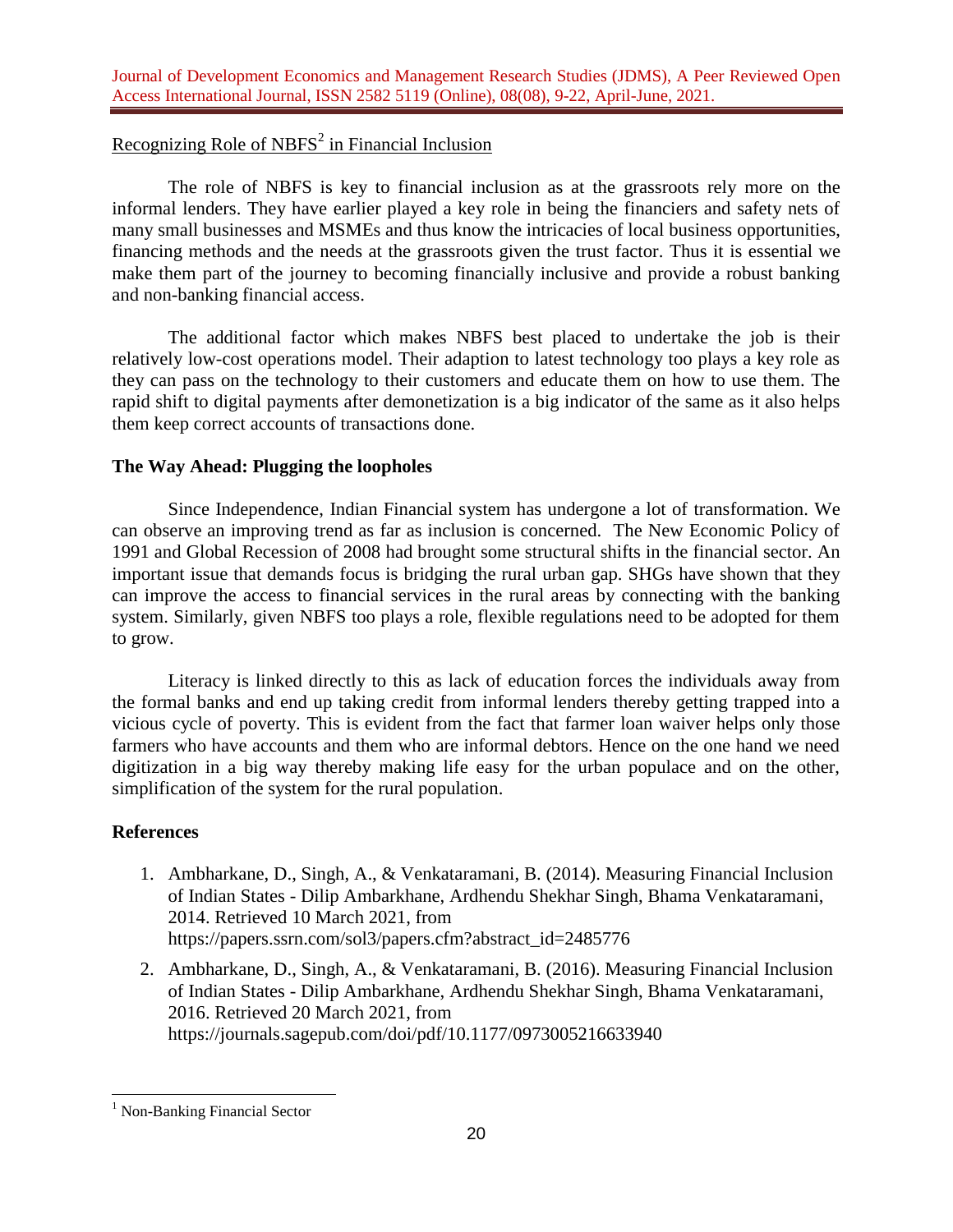Recognizing Role of NBFS[2] in Financial Inclusion

The role of NBFS is key to financial inclusion as at the grassroots rely more on the informal lenders. They have earlier played a key role in being the financiers and safety nets of many small businesses and MSMEs and thus know the intricacies of local business opportunities, financing methods and the needs at the grassroots given the trust factor. Thus it is essential we make them part of the journey to becoming financially inclusive and provide a robust banking and non-banking financial access.

The additional factor which makes NBFS best placed to undertake the job is their relatively low-cost operations model. Their adaption to latest technology too plays a key role as they can pass on the technology to their customers and educate them on how to use them. The rapid shift to digital payments after demonetization is a big indicator of the same as it also helps them keep correct accounts of transactions done.

**The Way Ahead: Plugging the loopholes**

Since Independence, Indian Financial system has undergone a lot of transformation. We can observe an improving trend as far as inclusion is concerned. The New Economic Policy of 1991 and Global Recession of 2008 had brought some structural shifts in the financial sector. An important issue that demands focus is bridging the rural urban gap. SHGs have shown that they can improve the access to financial services in the rural areas by connecting with the banking system. Similarly, given NBFS too plays a role, flexible regulations need to be adopted for them to grow.

Literacy is linked directly to this as lack of education forces the individuals away from the formal banks and end up taking credit from informal lenders thereby getting trapped into a vicious cycle of poverty. This is evident from the fact that farmer loan waiver helps only those farmers who have accounts and them who are informal debtors. Hence on the one hand we need digitization in a big way thereby making life easy for the urban populace and on the other, simplification of the system for the rural population.

**References**

1. Ambharkane, D., Singh, A., & Venkataramani, B. (2014). Measuring Financial Inclusion of Indian States - Dilip Ambarkhane, Ardhendu Shekhar Singh, Bhama Venkataramani, 2014. Retrieved 10 March 2021, from https://papers.ssrn.com/sol3/papers.cfm?abstract_id=2485776
2. Ambharkane, D., Singh, A., & Venkataramani, B. (2016). Measuring Financial Inclusion of Indian States - Dilip Ambarkhane, Ardhendu Shekhar Singh, Bhama Venkataramani, 2016. Retrieved 20 March 2021, from https://journals.sagepub.com/doi/pdf/10.1177/0973005216633940

---

[1] Non-Banking Financial Sector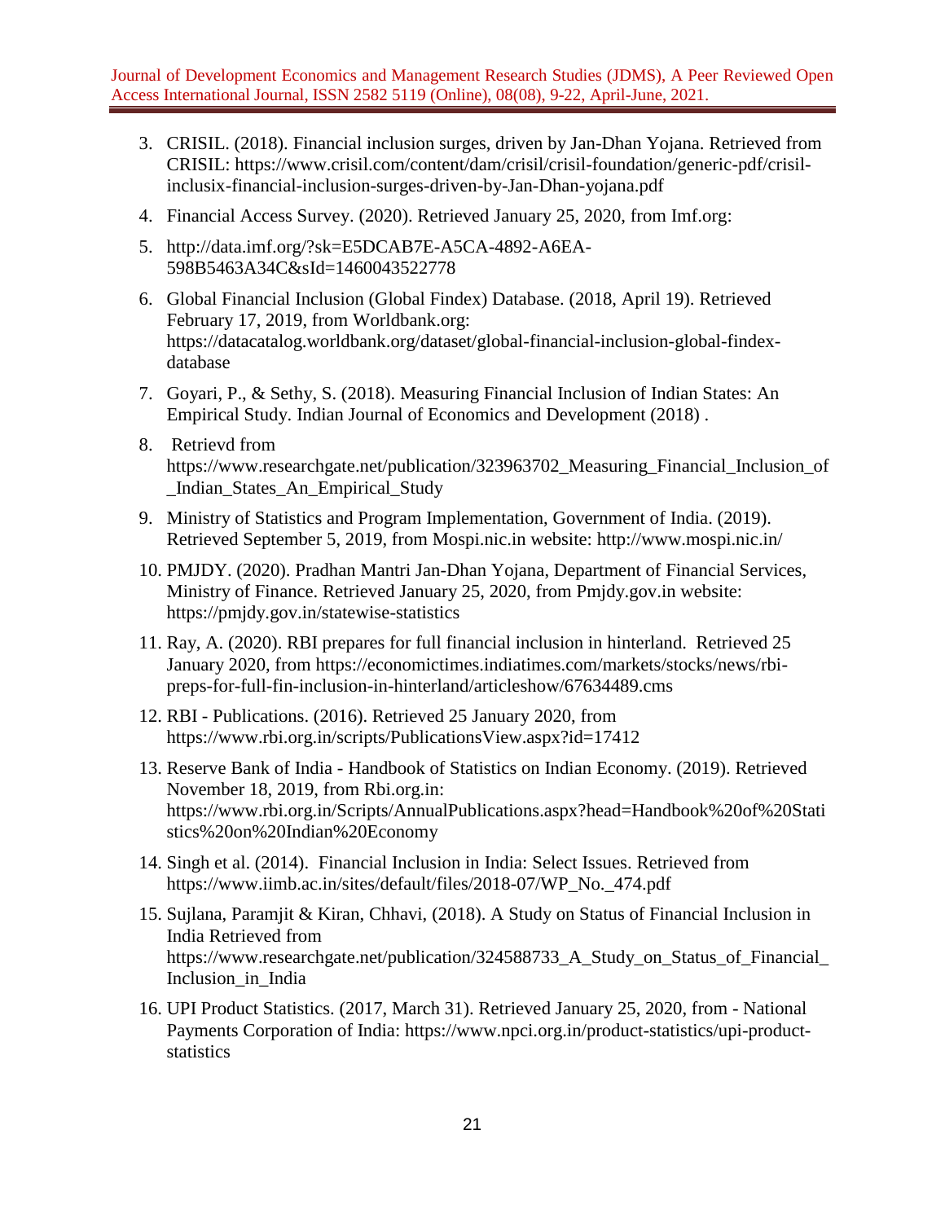3. CRISIL. (2018). Financial inclusion surges, driven by Jan-Dhan Yojana. Retrieved from CRISIL: https://www.crisil.com/content/dam/crisil/crisil-foundation/generic-pdf/crisil-inclusix-financial-inclusion-surges-driven-by-Jan-Dhan-yojana.pdf
4. Financial Access Survey. (2020). Retrieved January 25, 2020, from Imf.org:
5. http://data.imf.org/?sk=E5DCAB7E-A5CA-4892-A6EA-598B5463A34C&sId=1460043522778
6. Global Financial Inclusion (Global Findex) Database. (2018, April 19). Retrieved February 17, 2019, from Worldbank.org: https://datacatalog.worldbank.org/dataset/global-financial-inclusion-global-findex-database
7. Goyari, P., & Sethy, S. (2018). Measuring Financial Inclusion of Indian States: An Empirical Study. Indian Journal of Economics and Development (2018) .
8. Retrievd from https://www.researchgate.net/publication/323963702_Measuring_Financial_Inclusion_of_Indian_States_An_Empirical_Study
9. Ministry of Statistics and Program Implementation, Government of India. (2019). Retrieved September 5, 2019, from Mospi.nic.in website: http://www.mospi.nic.in/
10. PMJDY. (2020). Pradhan Mantri Jan-Dhan Yojana, Department of Financial Services, Ministry of Finance. Retrieved January 25, 2020, from Pmjdy.gov.in website: https://pmjdy.gov.in/statewise-statistics
11. Ray, A. (2020). RBI prepares for full financial inclusion in hinterland. Retrieved 25 January 2020, from https://economictimes.indiatimes.com/markets/stocks/news/rbi-preps-for-full-fin-inclusion-in-hinterland/articleshow/67634489.cms
12. RBI - Publications. (2016). Retrieved 25 January 2020, from https://www.rbi.org.in/scripts/PublicationsView.aspx?id=17412
13. Reserve Bank of India - Handbook of Statistics on Indian Economy. (2019). Retrieved November 18, 2019, from Rbi.org.in: https://www.rbi.org.in/Scripts/AnnualPublications.aspx?head=Handbook%20of%20Statistics%20on%20Indian%20Economy
14. Singh et al. (2014). Financial Inclusion in India: Select Issues. Retrieved from https://www.iimb.ac.in/sites/default/files/2018-07/WP_No._474.pdf
15. Sujlana, Paramjit & Kiran, Chhavi, (2018). A Study on Status of Financial Inclusion in India Retrieved from https://www.researchgate.net/publication/324588733_A_Study_on_Status_of_Financial_Inclusion_in_India
16. UPI Product Statistics. (2017, March 31). Retrieved January 25, 2020, from - National Payments Corporation of India: https://www.npci.org.in/product-statistics/upi-product-statistics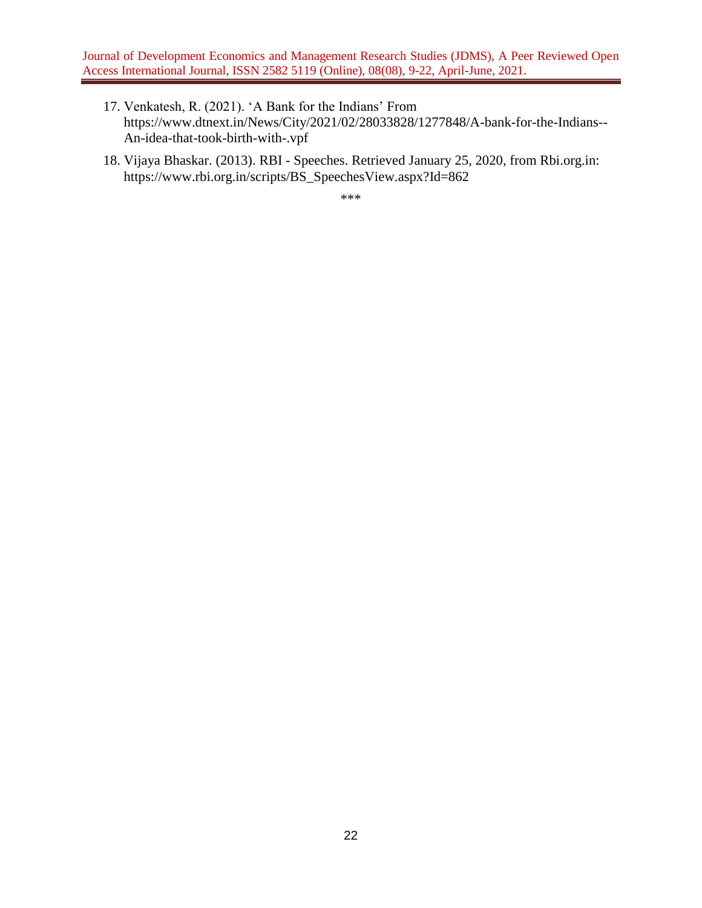17. Venkatesh, R. (2021). 'A Bank for the Indians' From https://www.dtnext.in/News/City/2021/02/28033828/1277848/A-bank-for-the-Indians--An-idea-that-took-birth-with-.vpf
18. Vijaya Bhaskar. (2013). RBI - Speeches. Retrieved January 25, 2020, from Rbi.org.in: https://www.rbi.org.in/scripts/BS_SpeechesView.aspx?Id=862

***